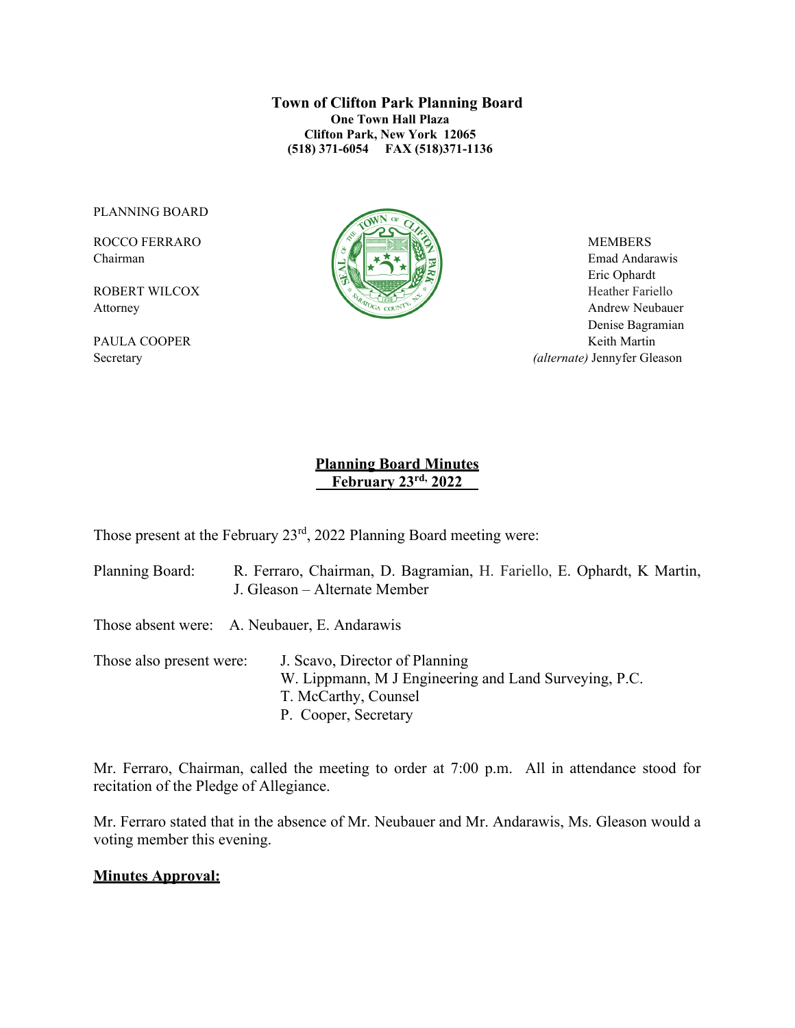**Town of Clifton Park Planning Board**
**One Town Hall Plaza**
**Clifton Park, New York 12065**
**(518) 371-6054 FAX (518)371-1136**

PLANNING BOARD

ROCCO FERRARO
Chairman

ROBERT WILCOX
Attorney

PAULA COOPER
Secretary

MEMBERS
Emad Andarawis
Eric Ophardt
Heather Fariello
Andrew Neubauer
Denise Bagramian
Keith Martin
*(alternate)* Jennyfer Gleason

## Planning Board Minutes
## February 23rd, 2022

Those present at the February 23rd, 2022 Planning Board meeting were:

Planning Board: R. Ferraro, Chairman, D. Bagramian, H. Fariello, E. Ophardt, K Martin, J. Gleason – Alternate Member

Those absent were: A. Neubauer, E. Andarawis

Those also present were: J. Scavo, Director of Planning
W. Lippmann, M J Engineering and Land Surveying, P.C.
T. McCarthy, Counsel
P. Cooper, Secretary

Mr. Ferraro, Chairman, called the meeting to order at 7:00 p.m. All in attendance stood for recitation of the Pledge of Allegiance.

Mr. Ferraro stated that in the absence of Mr. Neubauer and Mr. Andarawis, Ms. Gleason would a voting member this evening.

**Minutes Approval:**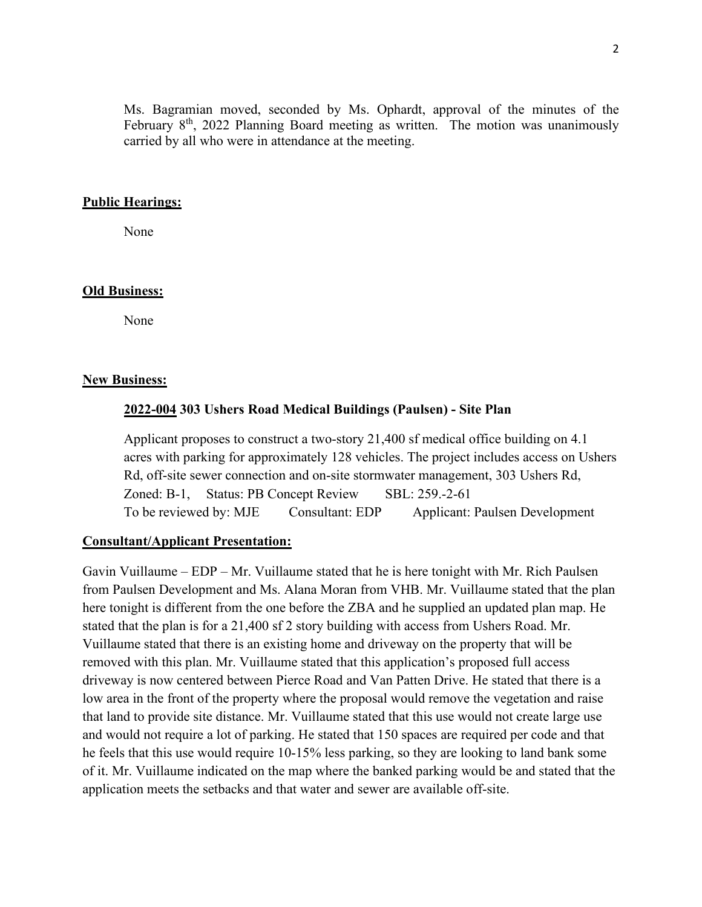Ms. Bagramian moved, seconded by Ms. Ophardt, approval of the minutes of the February 8th, 2022 Planning Board meeting as written. The motion was unanimously carried by all who were in attendance at the meeting.

**Public Hearings:**

None

**Old Business:**

None

**New Business:**

**2022-004 303 Ushers Road Medical Buildings (Paulsen) - Site Plan**

Applicant proposes to construct a two-story 21,400 sf medical office building on 4.1 acres with parking for approximately 128 vehicles. The project includes access on Ushers Rd, off-site sewer connection and on-site stormwater management, 303 Ushers Rd, Zoned: B-1, Status: PB Concept Review SBL: 259.-2-61
To be reviewed by: MJE Consultant: EDP Applicant: Paulsen Development

**Consultant/Applicant Presentation:**

Gavin Vuillaume – EDP – Mr. Vuillaume stated that he is here tonight with Mr. Rich Paulsen from Paulsen Development and Ms. Alana Moran from VHB. Mr. Vuillaume stated that the plan here tonight is different from the one before the ZBA and he supplied an updated plan map. He stated that the plan is for a 21,400 sf 2 story building with access from Ushers Road. Mr. Vuillaume stated that there is an existing home and driveway on the property that will be removed with this plan. Mr. Vuillaume stated that this application's proposed full access driveway is now centered between Pierce Road and Van Patten Drive. He stated that there is a low area in the front of the property where the proposal would remove the vegetation and raise that land to provide site distance. Mr. Vuillaume stated that this use would not create large use and would not require a lot of parking. He stated that 150 spaces are required per code and that he feels that this use would require 10-15% less parking, so they are looking to land bank some of it. Mr. Vuillaume indicated on the map where the banked parking would be and stated that the application meets the setbacks and that water and sewer are available off-site.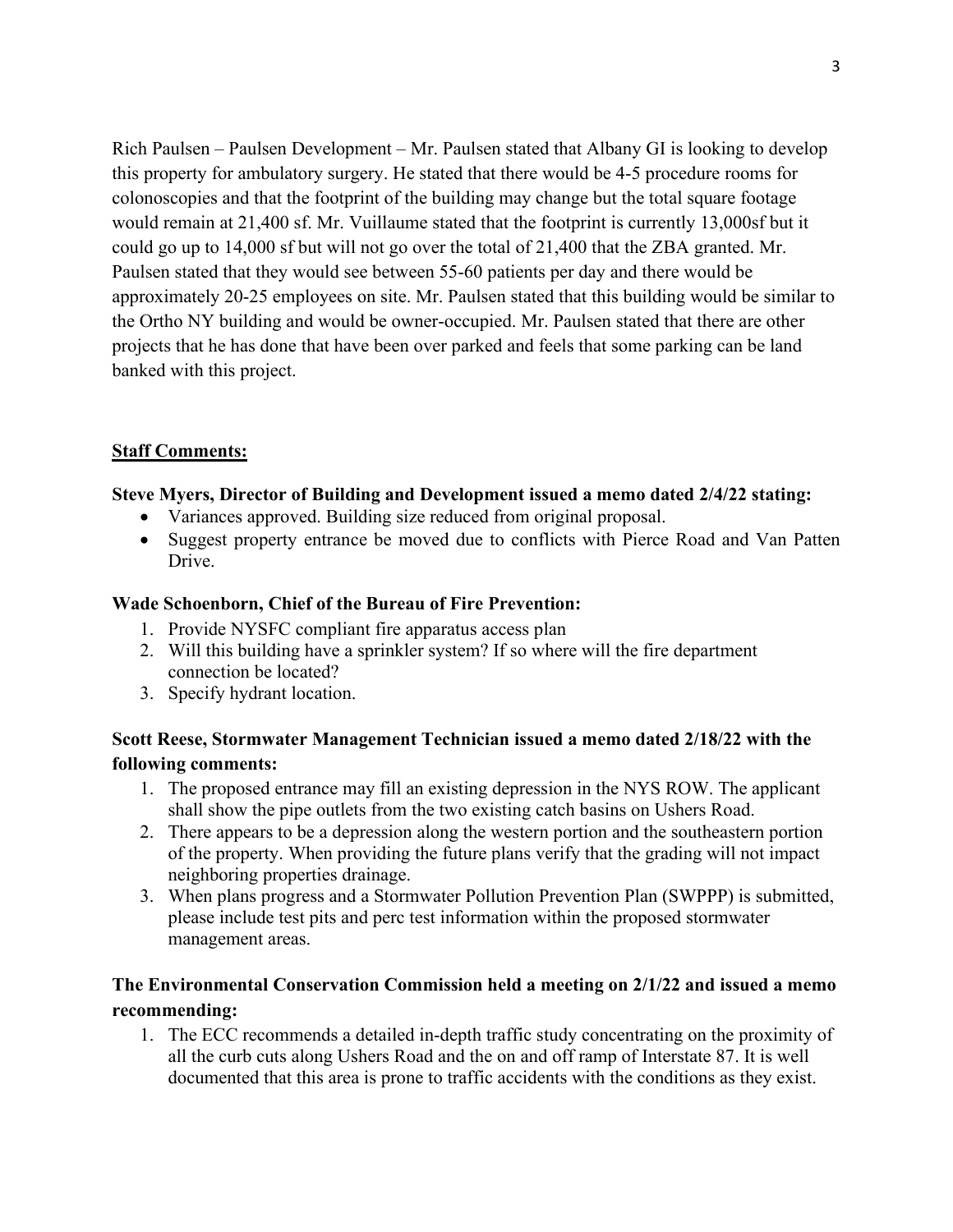Rich Paulsen – Paulsen Development – Mr. Paulsen stated that Albany GI is looking to develop this property for ambulatory surgery. He stated that there would be 4-5 procedure rooms for colonoscopies and that the footprint of the building may change but the total square footage would remain at 21,400 sf. Mr. Vuillaume stated that the footprint is currently 13,000sf but it could go up to 14,000 sf but will not go over the total of 21,400 that the ZBA granted. Mr. Paulsen stated that they would see between 55-60 patients per day and there would be approximately 20-25 employees on site. Mr. Paulsen stated that this building would be similar to the Ortho NY building and would be owner-occupied. Mr. Paulsen stated that there are other projects that he has done that have been over parked and feels that some parking can be land banked with this project.

**Staff Comments:**

**Steve Myers, Director of Building and Development issued a memo dated 2/4/22 stating:**

- Variances approved. Building size reduced from original proposal.
- Suggest property entrance be moved due to conflicts with Pierce Road and Van Patten Drive.

**Wade Schoenborn, Chief of the Bureau of Fire Prevention:**

1. Provide NYSFC compliant fire apparatus access plan
2. Will this building have a sprinkler system? If so where will the fire department connection be located?
3. Specify hydrant location.

**Scott Reese, Stormwater Management Technician issued a memo dated 2/18/22 with the following comments:**

1. The proposed entrance may fill an existing depression in the NYS ROW. The applicant shall show the pipe outlets from the two existing catch basins on Ushers Road.
2. There appears to be a depression along the western portion and the southeastern portion of the property. When providing the future plans verify that the grading will not impact neighboring properties drainage.
3. When plans progress and a Stormwater Pollution Prevention Plan (SWPPP) is submitted, please include test pits and perc test information within the proposed stormwater management areas.

**The Environmental Conservation Commission held a meeting on 2/1/22 and issued a memo recommending:**

1. The ECC recommends a detailed in-depth traffic study concentrating on the proximity of all the curb cuts along Ushers Road and the on and off ramp of Interstate 87. It is well documented that this area is prone to traffic accidents with the conditions as they exist.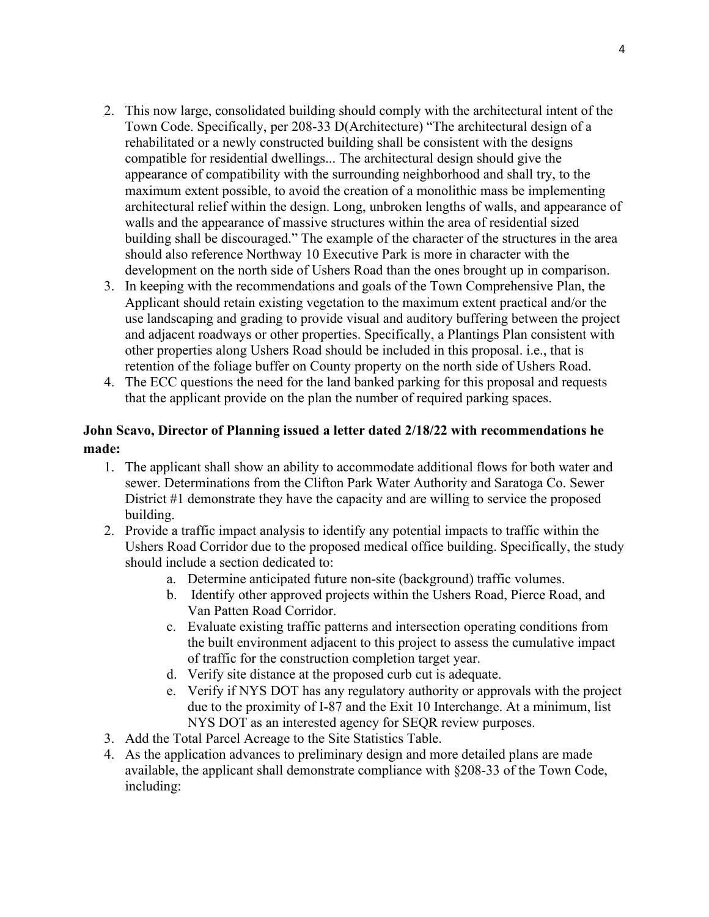2. This now large, consolidated building should comply with the architectural intent of the Town Code. Specifically, per 208-33 D(Architecture) "The architectural design of a rehabilitated or a newly constructed building shall be consistent with the designs compatible for residential dwellings... The architectural design should give the appearance of compatibility with the surrounding neighborhood and shall try, to the maximum extent possible, to avoid the creation of a monolithic mass be implementing architectural relief within the design. Long, unbroken lengths of walls, and appearance of walls and the appearance of massive structures within the area of residential sized building shall be discouraged." The example of the character of the structures in the area should also reference Northway 10 Executive Park is more in character with the development on the north side of Ushers Road than the ones brought up in comparison.
3. In keeping with the recommendations and goals of the Town Comprehensive Plan, the Applicant should retain existing vegetation to the maximum extent practical and/or the use landscaping and grading to provide visual and auditory buffering between the project and adjacent roadways or other properties. Specifically, a Plantings Plan consistent with other properties along Ushers Road should be included in this proposal. i.e., that is retention of the foliage buffer on County property on the north side of Ushers Road.
4. The ECC questions the need for the land banked parking for this proposal and requests that the applicant provide on the plan the number of required parking spaces.

**John Scavo, Director of Planning issued a letter dated 2/18/22 with recommendations he made:**

1. The applicant shall show an ability to accommodate additional flows for both water and sewer. Determinations from the Clifton Park Water Authority and Saratoga Co. Sewer District #1 demonstrate they have the capacity and are willing to service the proposed building.
2. Provide a traffic impact analysis to identify any potential impacts to traffic within the Ushers Road Corridor due to the proposed medical office building. Specifically, the study should include a section dedicated to:
    a. Determine anticipated future non-site (background) traffic volumes.
    b. Identify other approved projects within the Ushers Road, Pierce Road, and Van Patten Road Corridor.
    c. Evaluate existing traffic patterns and intersection operating conditions from the built environment adjacent to this project to assess the cumulative impact of traffic for the construction completion target year.
    d. Verify site distance at the proposed curb cut is adequate.
    e. Verify if NYS DOT has any regulatory authority or approvals with the project due to the proximity of I-87 and the Exit 10 Interchange. At a minimum, list NYS DOT as an interested agency for SEQR review purposes.
3. Add the Total Parcel Acreage to the Site Statistics Table.
4. As the application advances to preliminary design and more detailed plans are made available, the applicant shall demonstrate compliance with §208-33 of the Town Code, including: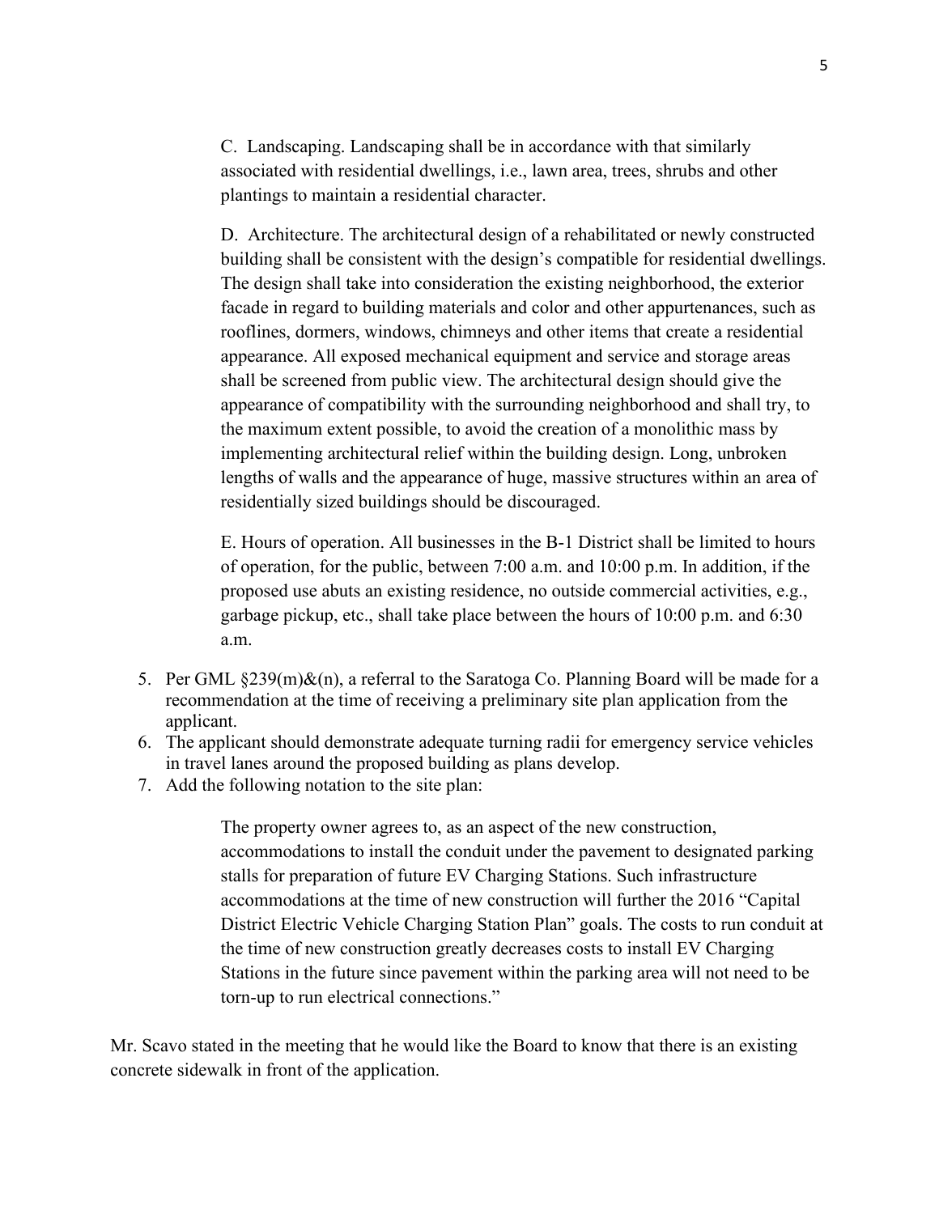C. Landscaping. Landscaping shall be in accordance with that similarly associated with residential dwellings, i.e., lawn area, trees, shrubs and other plantings to maintain a residential character.

D. Architecture. The architectural design of a rehabilitated or newly constructed building shall be consistent with the design's compatible for residential dwellings. The design shall take into consideration the existing neighborhood, the exterior facade in regard to building materials and color and other appurtenances, such as rooflines, dormers, windows, chimneys and other items that create a residential appearance. All exposed mechanical equipment and service and storage areas shall be screened from public view. The architectural design should give the appearance of compatibility with the surrounding neighborhood and shall try, to the maximum extent possible, to avoid the creation of a monolithic mass by implementing architectural relief within the building design. Long, unbroken lengths of walls and the appearance of huge, massive structures within an area of residentially sized buildings should be discouraged.

E. Hours of operation. All businesses in the B-1 District shall be limited to hours of operation, for the public, between 7:00 a.m. and 10:00 p.m. In addition, if the proposed use abuts an existing residence, no outside commercial activities, e.g., garbage pickup, etc., shall take place between the hours of 10:00 p.m. and 6:30 a.m.

5. Per GML §239(m)&(n), a referral to the Saratoga Co. Planning Board will be made for a recommendation at the time of receiving a preliminary site plan application from the applicant.
6. The applicant should demonstrate adequate turning radii for emergency service vehicles in travel lanes around the proposed building as plans develop.
7. Add the following notation to the site plan:

   The property owner agrees to, as an aspect of the new construction, accommodations to install the conduit under the pavement to designated parking stalls for preparation of future EV Charging Stations. Such infrastructure accommodations at the time of new construction will further the 2016 "Capital District Electric Vehicle Charging Station Plan" goals. The costs to run conduit at the time of new construction greatly decreases costs to install EV Charging Stations in the future since pavement within the parking area will not need to be torn-up to run electrical connections."

Mr. Scavo stated in the meeting that he would like the Board to know that there is an existing concrete sidewalk in front of the application.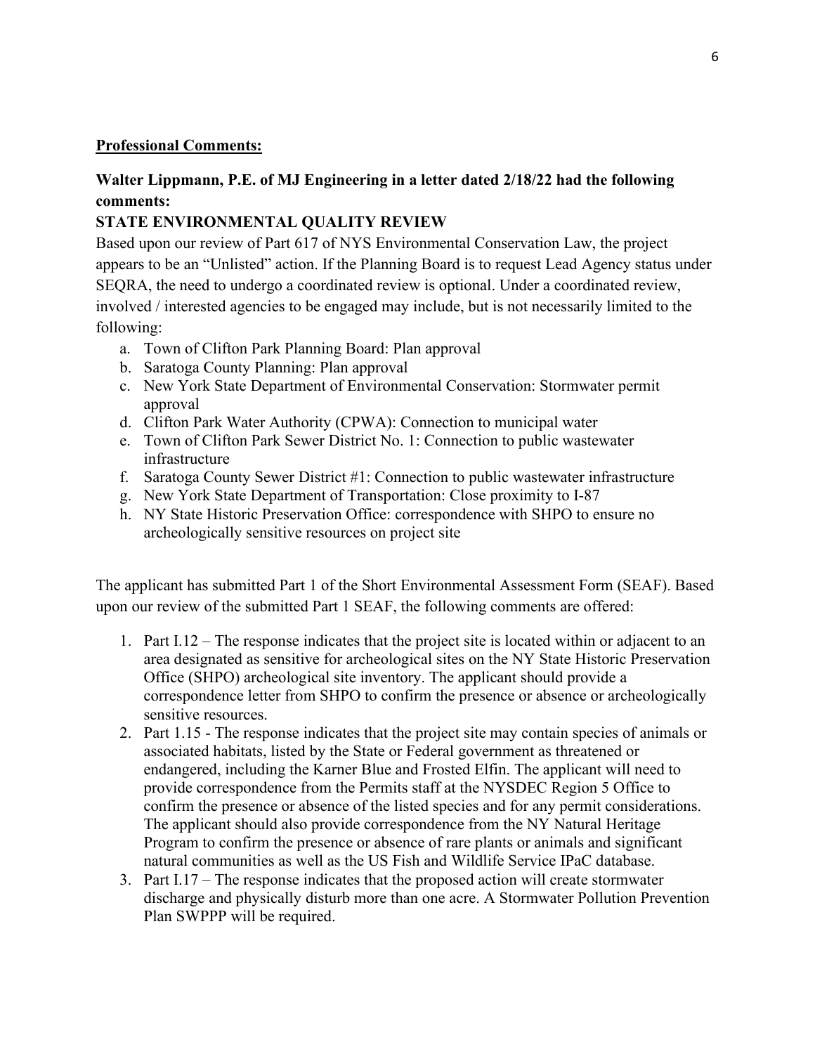**Professional Comments:**

**Walter Lippmann, P.E. of MJ Engineering in a letter dated 2/18/22 had the following comments:**

**STATE ENVIRONMENTAL QUALITY REVIEW**

Based upon our review of Part 617 of NYS Environmental Conservation Law, the project appears to be an "Unlisted" action. If the Planning Board is to request Lead Agency status under SEQRA, the need to undergo a coordinated review is optional. Under a coordinated review, involved / interested agencies to be engaged may include, but is not necessarily limited to the following:

a. Town of Clifton Park Planning Board: Plan approval
b. Saratoga County Planning: Plan approval
c. New York State Department of Environmental Conservation: Stormwater permit approval
d. Clifton Park Water Authority (CPWA): Connection to municipal water
e. Town of Clifton Park Sewer District No. 1: Connection to public wastewater infrastructure
f. Saratoga County Sewer District #1: Connection to public wastewater infrastructure
g. New York State Department of Transportation: Close proximity to I-87
h. NY State Historic Preservation Office: correspondence with SHPO to ensure no archeologically sensitive resources on project site

The applicant has submitted Part 1 of the Short Environmental Assessment Form (SEAF). Based upon our review of the submitted Part 1 SEAF, the following comments are offered:

1. Part I.12 – The response indicates that the project site is located within or adjacent to an area designated as sensitive for archeological sites on the NY State Historic Preservation Office (SHPO) archeological site inventory. The applicant should provide a correspondence letter from SHPO to confirm the presence or absence or archeologically sensitive resources.
2. Part 1.15 - The response indicates that the project site may contain species of animals or associated habitats, listed by the State or Federal government as threatened or endangered, including the Karner Blue and Frosted Elfin. The applicant will need to provide correspondence from the Permits staff at the NYSDEC Region 5 Office to confirm the presence or absence of the listed species and for any permit considerations. The applicant should also provide correspondence from the NY Natural Heritage Program to confirm the presence or absence of rare plants or animals and significant natural communities as well as the US Fish and Wildlife Service IPaC database.
3. Part I.17 – The response indicates that the proposed action will create stormwater discharge and physically disturb more than one acre. A Stormwater Pollution Prevention Plan SWPPP will be required.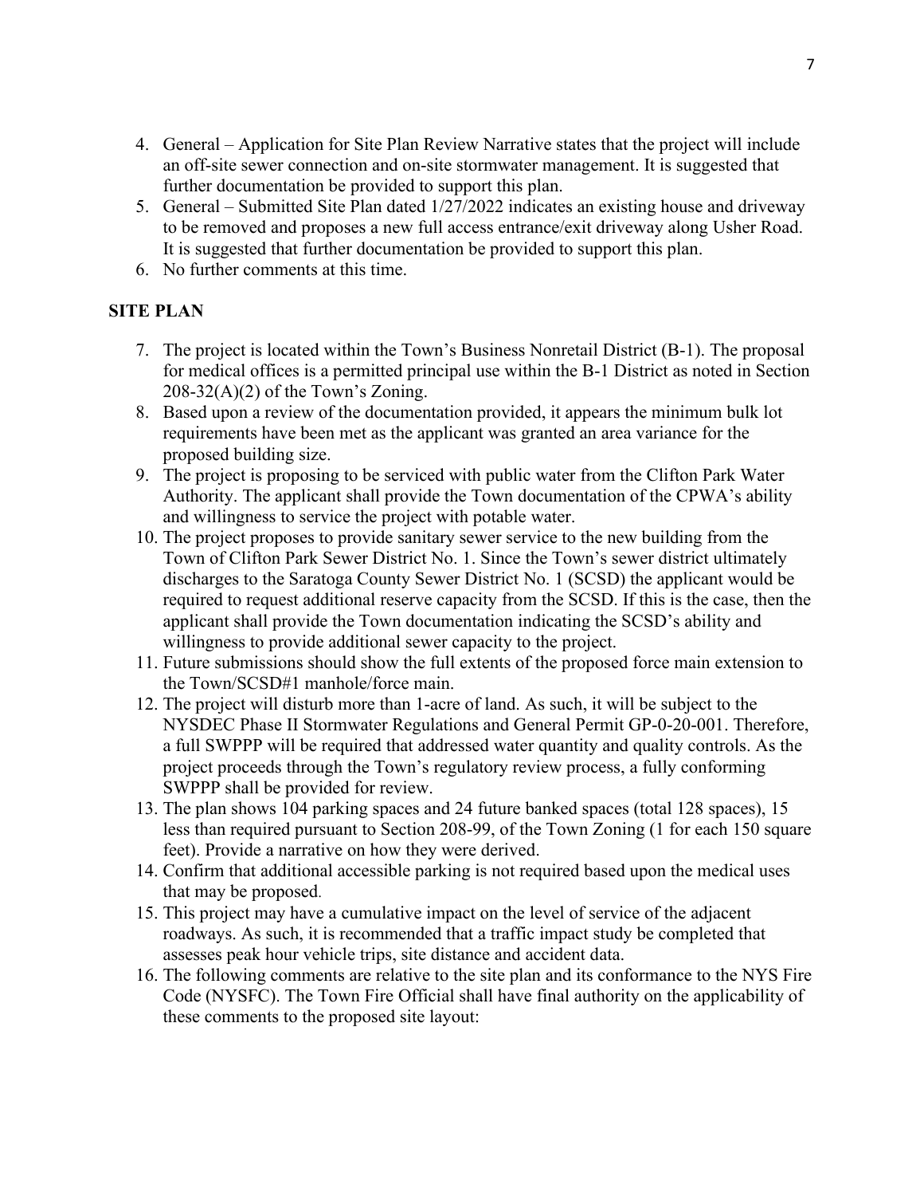4. General – Application for Site Plan Review Narrative states that the project will include an off-site sewer connection and on-site stormwater management. It is suggested that further documentation be provided to support this plan.
5. General – Submitted Site Plan dated 1/27/2022 indicates an existing house and driveway to be removed and proposes a new full access entrance/exit driveway along Usher Road. It is suggested that further documentation be provided to support this plan.
6. No further comments at this time.

**SITE PLAN**

7. The project is located within the Town's Business Nonretail District (B-1). The proposal for medical offices is a permitted principal use within the B-1 District as noted in Section 208-32(A)(2) of the Town's Zoning.
8. Based upon a review of the documentation provided, it appears the minimum bulk lot requirements have been met as the applicant was granted an area variance for the proposed building size.
9. The project is proposing to be serviced with public water from the Clifton Park Water Authority. The applicant shall provide the Town documentation of the CPWA's ability and willingness to service the project with potable water.
10. The project proposes to provide sanitary sewer service to the new building from the Town of Clifton Park Sewer District No. 1. Since the Town's sewer district ultimately discharges to the Saratoga County Sewer District No. 1 (SCSD) the applicant would be required to request additional reserve capacity from the SCSD. If this is the case, then the applicant shall provide the Town documentation indicating the SCSD's ability and willingness to provide additional sewer capacity to the project.
11. Future submissions should show the full extents of the proposed force main extension to the Town/SCSD#1 manhole/force main.
12. The project will disturb more than 1-acre of land. As such, it will be subject to the NYSDEC Phase II Stormwater Regulations and General Permit GP-0-20-001. Therefore, a full SWPPP will be required that addressed water quantity and quality controls. As the project proceeds through the Town's regulatory review process, a fully conforming SWPPP shall be provided for review.
13. The plan shows 104 parking spaces and 24 future banked spaces (total 128 spaces), 15 less than required pursuant to Section 208-99, of the Town Zoning (1 for each 150 square feet). Provide a narrative on how they were derived.
14. Confirm that additional accessible parking is not required based upon the medical uses that may be proposed.
15. This project may have a cumulative impact on the level of service of the adjacent roadways. As such, it is recommended that a traffic impact study be completed that assesses peak hour vehicle trips, site distance and accident data.
16. The following comments are relative to the site plan and its conformance to the NYS Fire Code (NYSFC). The Town Fire Official shall have final authority on the applicability of these comments to the proposed site layout: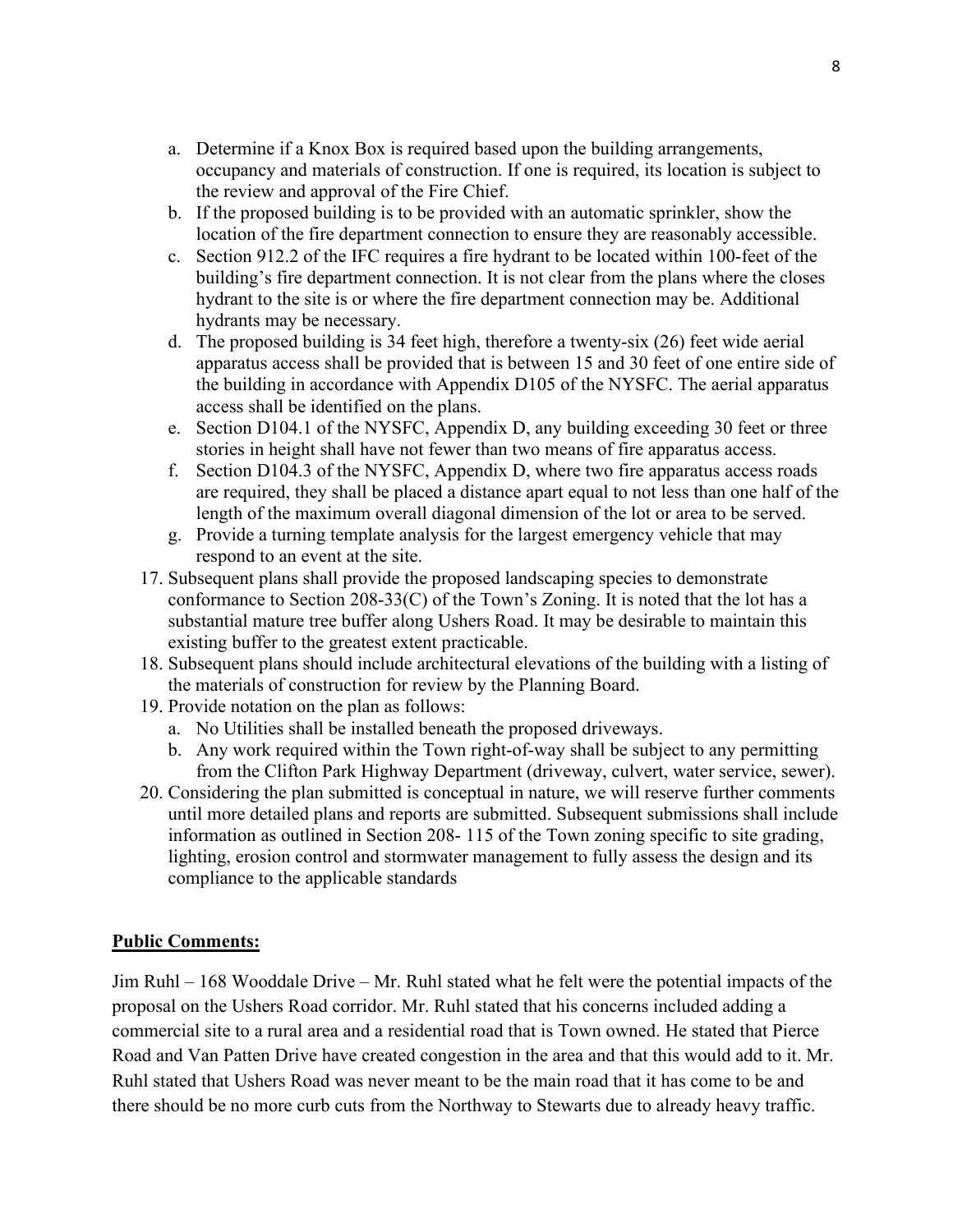a. Determine if a Knox Box is required based upon the building arrangements, occupancy and materials of construction. If one is required, its location is subject to the review and approval of the Fire Chief.
   b. If the proposed building is to be provided with an automatic sprinkler, show the location of the fire department connection to ensure they are reasonably accessible.
   c. Section 912.2 of the IFC requires a fire hydrant to be located within 100-feet of the building's fire department connection. It is not clear from the plans where the closes hydrant to the site is or where the fire department connection may be. Additional hydrants may be necessary.
   d. The proposed building is 34 feet high, therefore a twenty-six (26) feet wide aerial apparatus access shall be provided that is between 15 and 30 feet of one entire side of the building in accordance with Appendix D105 of the NYSFC. The aerial apparatus access shall be identified on the plans.
   e. Section D104.1 of the NYSFC, Appendix D, any building exceeding 30 feet or three stories in height shall have not fewer than two means of fire apparatus access.
   f. Section D104.3 of the NYSFC, Appendix D, where two fire apparatus access roads are required, they shall be placed a distance apart equal to not less than one half of the length of the maximum overall diagonal dimension of the lot or area to be served.
   g. Provide a turning template analysis for the largest emergency vehicle that may respond to an event at the site.

17. Subsequent plans shall provide the proposed landscaping species to demonstrate conformance to Section 208-33(C) of the Town's Zoning. It is noted that the lot has a substantial mature tree buffer along Ushers Road. It may be desirable to maintain this existing buffer to the greatest extent practicable.
18. Subsequent plans should include architectural elevations of the building with a listing of the materials of construction for review by the Planning Board.
19. Provide notation on the plan as follows:
    a. No Utilities shall be installed beneath the proposed driveways.
    b. Any work required within the Town right-of-way shall be subject to any permitting from the Clifton Park Highway Department (driveway, culvert, water service, sewer).
20. Considering the plan submitted is conceptual in nature, we will reserve further comments until more detailed plans and reports are submitted. Subsequent submissions shall include information as outlined in Section 208- 115 of the Town zoning specific to site grading, lighting, erosion control and stormwater management to fully assess the design and its compliance to the applicable standards

**Public Comments:**

Jim Ruhl – 168 Wooddale Drive – Mr. Ruhl stated what he felt were the potential impacts of the proposal on the Ushers Road corridor. Mr. Ruhl stated that his concerns included adding a commercial site to a rural area and a residential road that is Town owned. He stated that Pierce Road and Van Patten Drive have created congestion in the area and that this would add to it. Mr. Ruhl stated that Ushers Road was never meant to be the main road that it has come to be and there should be no more curb cuts from the Northway to Stewarts due to already heavy traffic.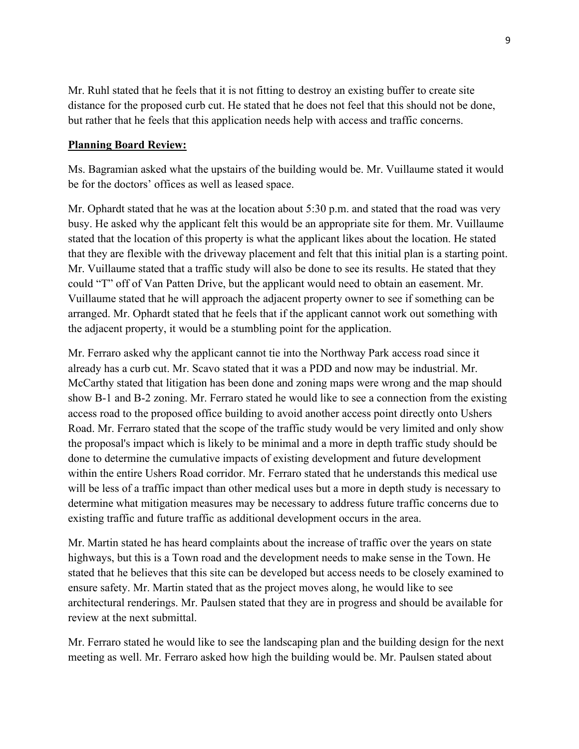Mr. Ruhl stated that he feels that it is not fitting to destroy an existing buffer to create site distance for the proposed curb cut. He stated that he does not feel that this should not be done, but rather that he feels that this application needs help with access and traffic concerns.

**Planning Board Review:**

Ms. Bagramian asked what the upstairs of the building would be. Mr. Vuillaume stated it would be for the doctors' offices as well as leased space.

Mr. Ophardt stated that he was at the location about 5:30 p.m. and stated that the road was very busy. He asked why the applicant felt this would be an appropriate site for them. Mr. Vuillaume stated that the location of this property is what the applicant likes about the location. He stated that they are flexible with the driveway placement and felt that this initial plan is a starting point. Mr. Vuillaume stated that a traffic study will also be done to see its results. He stated that they could "T" off of Van Patten Drive, but the applicant would need to obtain an easement. Mr. Vuillaume stated that he will approach the adjacent property owner to see if something can be arranged. Mr. Ophardt stated that he feels that if the applicant cannot work out something with the adjacent property, it would be a stumbling point for the application.

Mr. Ferraro asked why the applicant cannot tie into the Northway Park access road since it already has a curb cut. Mr. Scavo stated that it was a PDD and now may be industrial. Mr. McCarthy stated that litigation has been done and zoning maps were wrong and the map should show B-1 and B-2 zoning. Mr. Ferraro stated he would like to see a connection from the existing access road to the proposed office building to avoid another access point directly onto Ushers Road. Mr. Ferraro stated that the scope of the traffic study would be very limited and only show the proposal's impact which is likely to be minimal and a more in depth traffic study should be done to determine the cumulative impacts of existing development and future development within the entire Ushers Road corridor. Mr. Ferraro stated that he understands this medical use will be less of a traffic impact than other medical uses but a more in depth study is necessary to determine what mitigation measures may be necessary to address future traffic concerns due to existing traffic and future traffic as additional development occurs in the area.

Mr. Martin stated he has heard complaints about the increase of traffic over the years on state highways, but this is a Town road and the development needs to make sense in the Town. He stated that he believes that this site can be developed but access needs to be closely examined to ensure safety. Mr. Martin stated that as the project moves along, he would like to see architectural renderings. Mr. Paulsen stated that they are in progress and should be available for review at the next submittal.

Mr. Ferraro stated he would like to see the landscaping plan and the building design for the next meeting as well. Mr. Ferraro asked how high the building would be. Mr. Paulsen stated about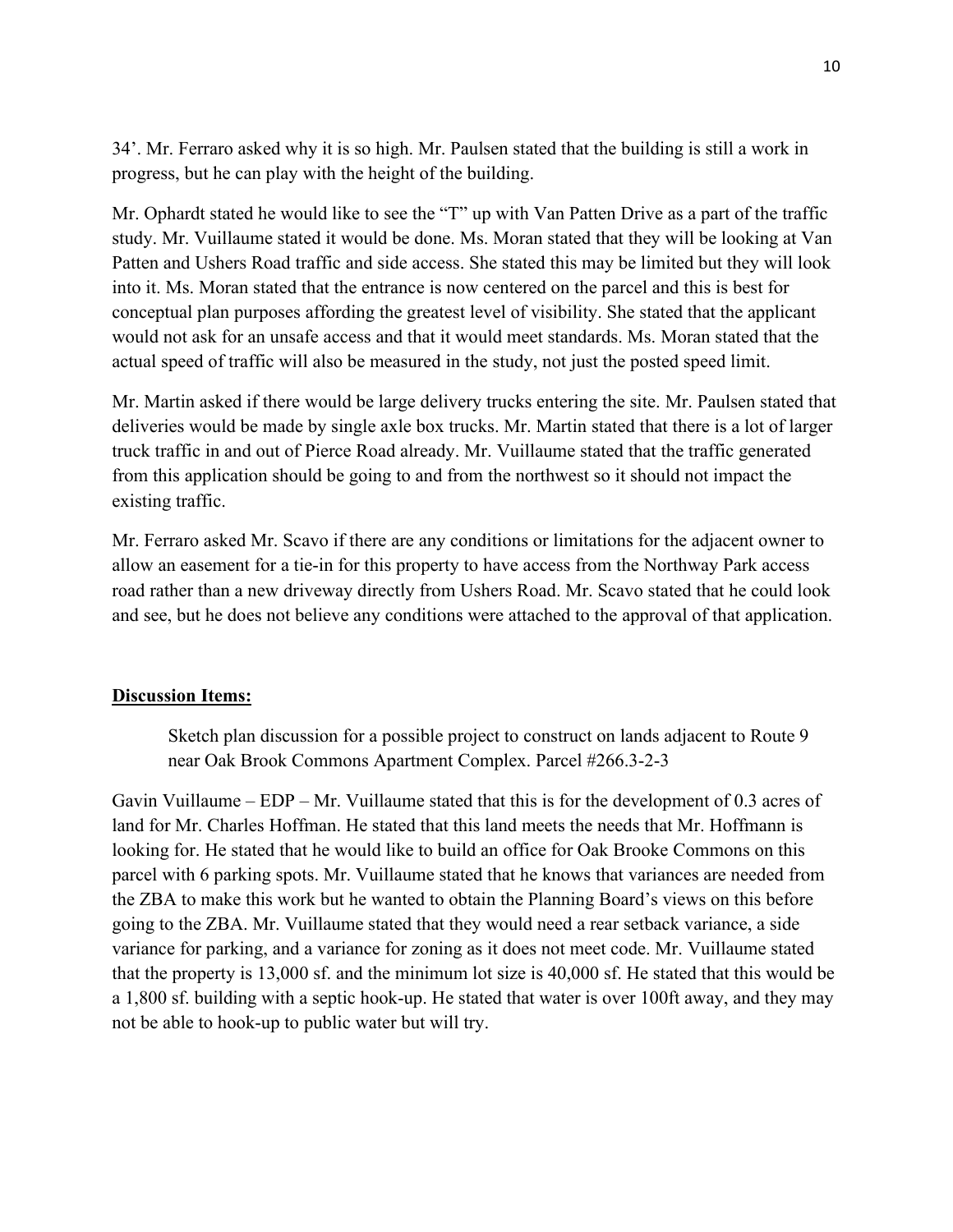34’. Mr. Ferraro asked why it is so high. Mr. Paulsen stated that the building is still a work in progress, but he can play with the height of the building.

Mr. Ophardt stated he would like to see the “T” up with Van Patten Drive as a part of the traffic study. Mr. Vuillaume stated it would be done. Ms. Moran stated that they will be looking at Van Patten and Ushers Road traffic and side access. She stated this may be limited but they will look into it. Ms. Moran stated that the entrance is now centered on the parcel and this is best for conceptual plan purposes affording the greatest level of visibility. She stated that the applicant would not ask for an unsafe access and that it would meet standards. Ms. Moran stated that the actual speed of traffic will also be measured in the study, not just the posted speed limit.

Mr. Martin asked if there would be large delivery trucks entering the site. Mr. Paulsen stated that deliveries would be made by single axle box trucks. Mr. Martin stated that there is a lot of larger truck traffic in and out of Pierce Road already. Mr. Vuillaume stated that the traffic generated from this application should be going to and from the northwest so it should not impact the existing traffic.

Mr. Ferraro asked Mr. Scavo if there are any conditions or limitations for the adjacent owner to allow an easement for a tie-in for this property to have access from the Northway Park access road rather than a new driveway directly from Ushers Road. Mr. Scavo stated that he could look and see, but he does not believe any conditions were attached to the approval of that application.

**Discussion Items:**

Sketch plan discussion for a possible project to construct on lands adjacent to Route 9 near Oak Brook Commons Apartment Complex. Parcel #266.3-2-3

Gavin Vuillaume – EDP – Mr. Vuillaume stated that this is for the development of 0.3 acres of land for Mr. Charles Hoffman. He stated that this land meets the needs that Mr. Hoffmann is looking for. He stated that he would like to build an office for Oak Brooke Commons on this parcel with 6 parking spots. Mr. Vuillaume stated that he knows that variances are needed from the ZBA to make this work but he wanted to obtain the Planning Board’s views on this before going to the ZBA. Mr. Vuillaume stated that they would need a rear setback variance, a side variance for parking, and a variance for zoning as it does not meet code. Mr. Vuillaume stated that the property is 13,000 sf. and the minimum lot size is 40,000 sf. He stated that this would be a 1,800 sf. building with a septic hook-up. He stated that water is over 100ft away, and they may not be able to hook-up to public water but will try.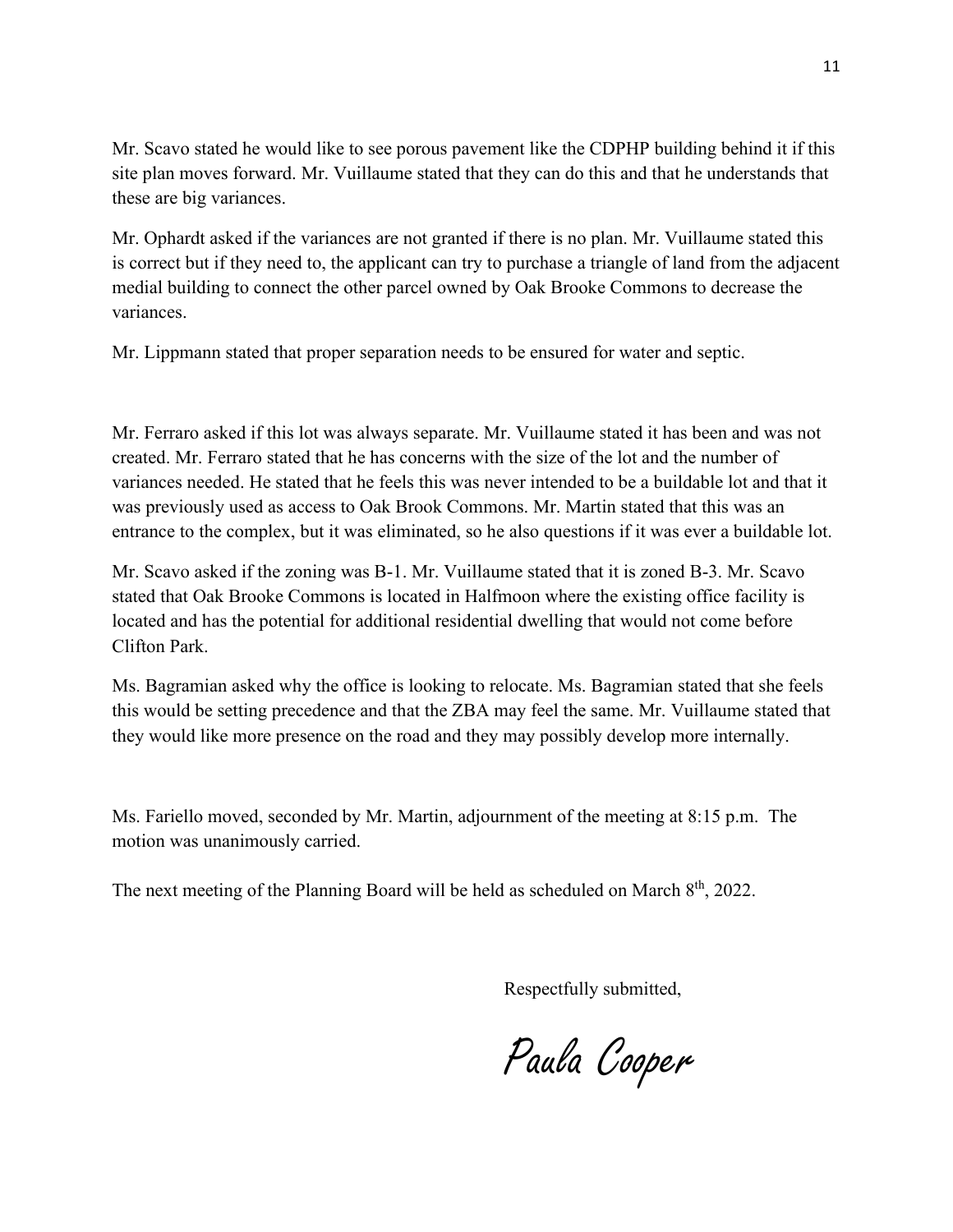Mr. Scavo stated he would like to see porous pavement like the CDPHP building behind it if this site plan moves forward. Mr. Vuillaume stated that they can do this and that he understands that these are big variances.

Mr. Ophardt asked if the variances are not granted if there is no plan. Mr. Vuillaume stated this is correct but if they need to, the applicant can try to purchase a triangle of land from the adjacent medial building to connect the other parcel owned by Oak Brooke Commons to decrease the variances.

Mr. Lippmann stated that proper separation needs to be ensured for water and septic.

Mr. Ferraro asked if this lot was always separate. Mr. Vuillaume stated it has been and was not created. Mr. Ferraro stated that he has concerns with the size of the lot and the number of variances needed. He stated that he feels this was never intended to be a buildable lot and that it was previously used as access to Oak Brook Commons. Mr. Martin stated that this was an entrance to the complex, but it was eliminated, so he also questions if it was ever a buildable lot.

Mr. Scavo asked if the zoning was B-1. Mr. Vuillaume stated that it is zoned B-3. Mr. Scavo stated that Oak Brooke Commons is located in Halfmoon where the existing office facility is located and has the potential for additional residential dwelling that would not come before Clifton Park.

Ms. Bagramian asked why the office is looking to relocate. Ms. Bagramian stated that she feels this would be setting precedence and that the ZBA may feel the same. Mr. Vuillaume stated that they would like more presence on the road and they may possibly develop more internally.

Ms. Fariello moved, seconded by Mr. Martin, adjournment of the meeting at 8:15 p.m. The motion was unanimously carried.

The next meeting of the Planning Board will be held as scheduled on March 8th, 2022.

Respectfully submitted,

Paula Cooper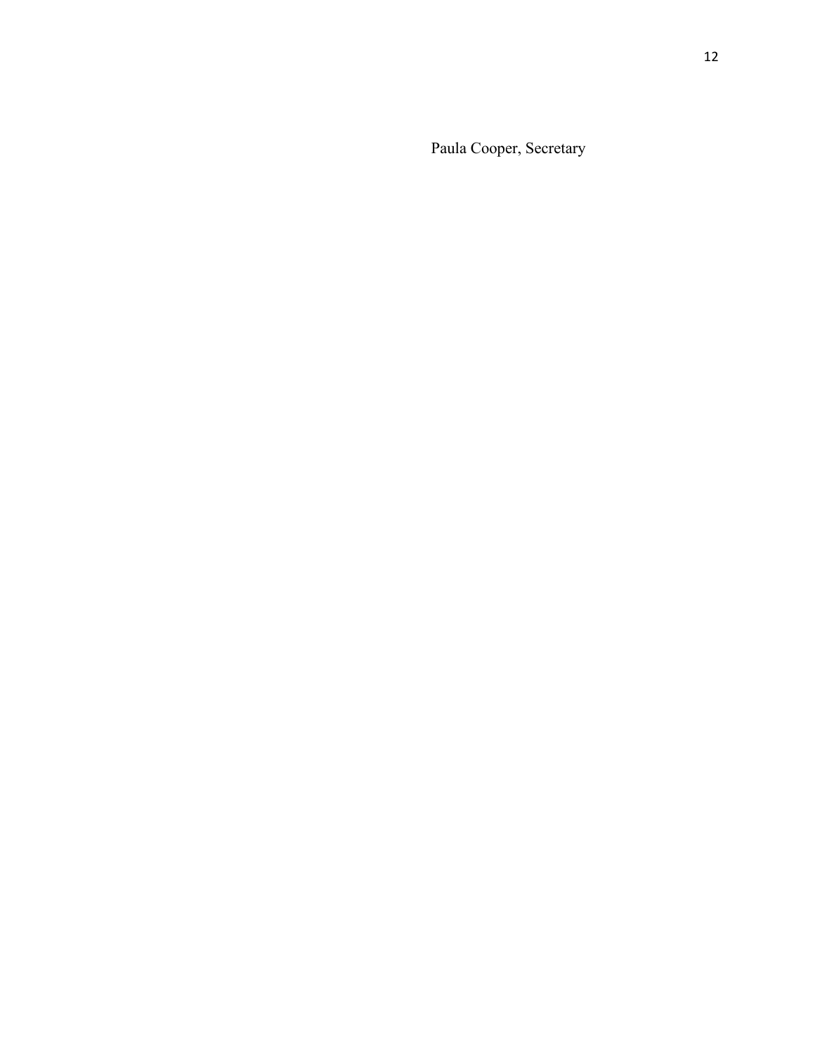Paula Cooper, Secretary